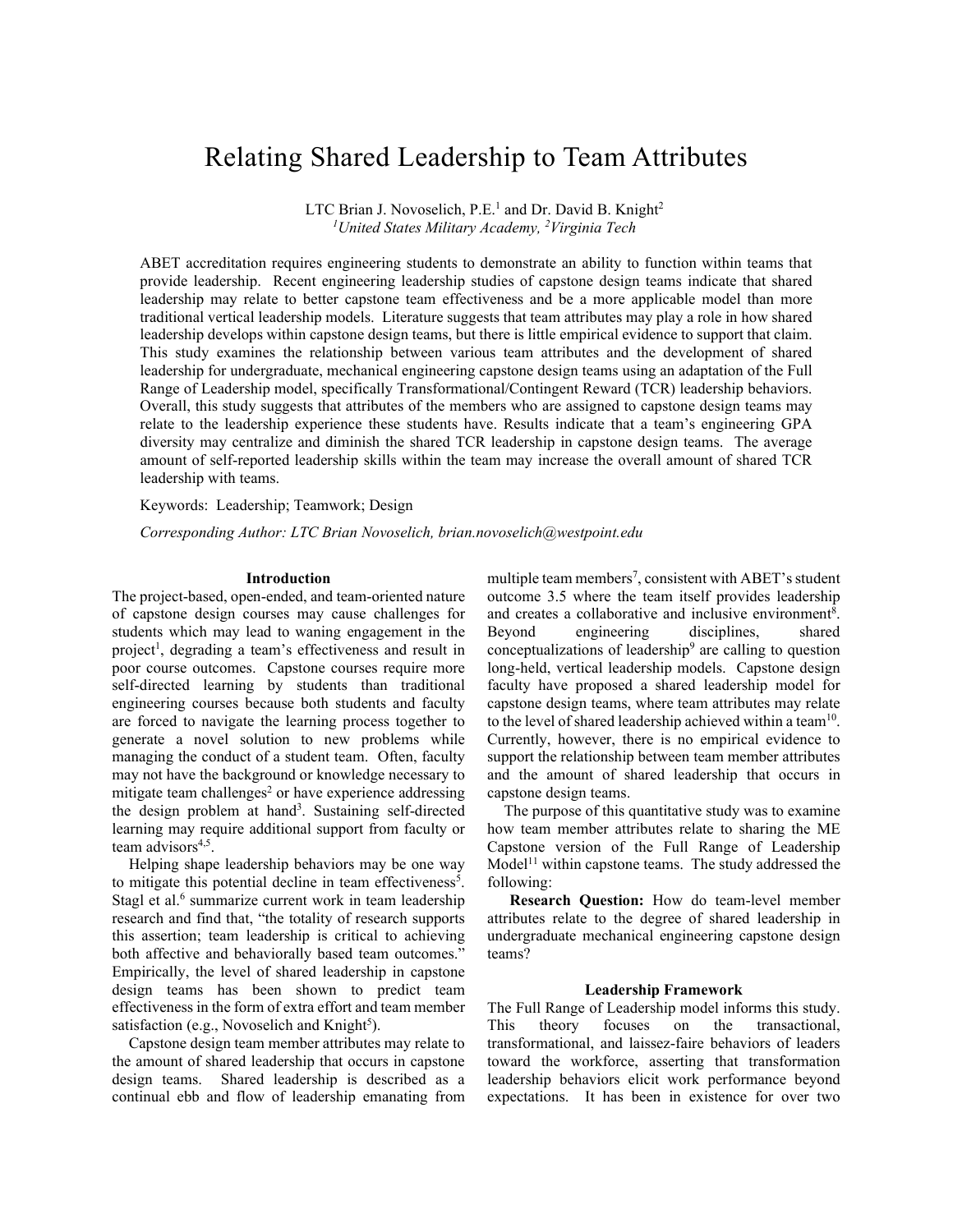# Relating Shared Leadership to Team Attributes

LTC Brian J. Novoselich, P.E.[1] and Dr. David B. Knight[2]
[1]*United States Military Academy,* [2]*Virginia Tech*

ABET accreditation requires engineering students to demonstrate an ability to function within teams that provide leadership. Recent engineering leadership studies of capstone design teams indicate that shared leadership may relate to better capstone team effectiveness and be a more applicable model than more traditional vertical leadership models. Literature suggests that team attributes may play a role in how shared leadership develops within capstone design teams, but there is little empirical evidence to support that claim. This study examines the relationship between various team attributes and the development of shared leadership for undergraduate, mechanical engineering capstone design teams using an adaptation of the Full Range of Leadership model, specifically Transformational/Contingent Reward (TCR) leadership behaviors. Overall, this study suggests that attributes of the members who are assigned to capstone design teams may relate to the leadership experience these students have. Results indicate that a team's engineering GPA diversity may centralize and diminish the shared TCR leadership in capstone design teams. The average amount of self-reported leadership skills within the team may increase the overall amount of shared TCR leadership with teams.

Keywords: Leadership; Teamwork; Design

*Corresponding Author: LTC Brian Novoselich, brian.novoselich@westpoint.edu*

## Introduction

The project-based, open-ended, and team-oriented nature of capstone design courses may cause challenges for students which may lead to waning engagement in the project[1], degrading a team's effectiveness and result in poor course outcomes. Capstone courses require more self-directed learning by students than traditional engineering courses because both students and faculty are forced to navigate the learning process together to generate a novel solution to new problems while managing the conduct of a student team. Often, faculty may not have the background or knowledge necessary to mitigate team challenges[2] or have experience addressing the design problem at hand[3]. Sustaining self-directed learning may require additional support from faculty or team advisors[4,5].

Helping shape leadership behaviors may be one way to mitigate this potential decline in team effectiveness[5]. Stagl et al.[6] summarize current work in team leadership research and find that, "the totality of research supports this assertion; team leadership is critical to achieving both affective and behaviorally based team outcomes." Empirically, the level of shared leadership in capstone design teams has been shown to predict team effectiveness in the form of extra effort and team member satisfaction (e.g., Novoselich and Knight[5]).

Capstone design team member attributes may relate to the amount of shared leadership that occurs in capstone design teams. Shared leadership is described as a continual ebb and flow of leadership emanating from multiple team members[7], consistent with ABET's student outcome 3.5 where the team itself provides leadership and creates a collaborative and inclusive environment[8]. Beyond engineering disciplines, shared conceptualizations of leadership[9] are calling to question long-held, vertical leadership models. Capstone design faculty have proposed a shared leadership model for capstone design teams, where team attributes may relate to the level of shared leadership achieved within a team[10]. Currently, however, there is no empirical evidence to support the relationship between team member attributes and the amount of shared leadership that occurs in capstone design teams.

The purpose of this quantitative study was to examine how team member attributes relate to sharing the ME Capstone version of the Full Range of Leadership Model[11] within capstone teams. The study addressed the following:

**Research Question:** How do team-level member attributes relate to the degree of shared leadership in undergraduate mechanical engineering capstone design teams?

## Leadership Framework

The Full Range of Leadership model informs this study. This theory focuses on the transactional, transformational, and laissez-faire behaviors of leaders toward the workforce, asserting that transformation leadership behaviors elicit work performance beyond expectations. It has been in existence for over two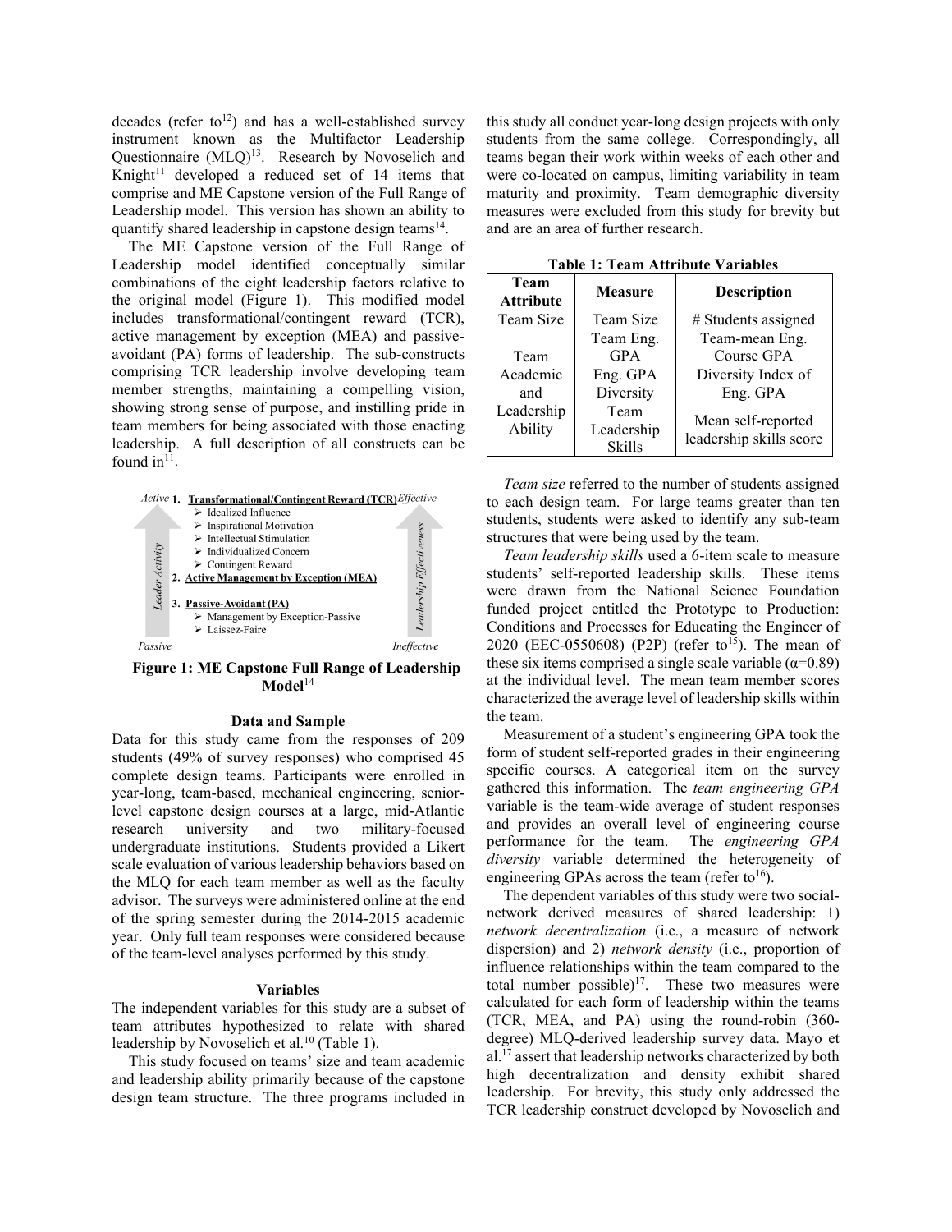decades (refer to[12]) and has a well-established survey instrument known as the Multifactor Leadership Questionnaire (MLQ)[13]. Research by Novoselich and Knight[11] developed a reduced set of 14 items that comprise and ME Capstone version of the Full Range of Leadership model. This version has shown an ability to quantify shared leadership in capstone design teams[14].

The ME Capstone version of the Full Range of Leadership model identified conceptually similar combinations of the eight leadership factors relative to the original model (Figure 1). This modified model includes transformational/contingent reward (TCR), active management by exception (MEA) and passive-avoidant (PA) forms of leadership. The sub-constructs comprising TCR leadership involve developing team member strengths, maintaining a compelling vision, showing strong sense of purpose, and instilling pride in team members for being associated with those enacting leadership. A full description of all constructs can be found in[11].

Active — Effective

1. **Transformational/Contingent Reward (TCR)**
   - Idealized Influence
   - Inspirational Motivation
   - Intellectual Stimulation
   - Individualized Concern
   - Contingent Reward
2. **Active Management by Exception (MEA)**
3. **Passive-Avoidant (PA)**
   - Management by Exception-Passive
   - Laissez-Faire

Passive — Ineffective

*Leader Activity* / *Leadership Effectiveness*

**Figure 1: ME Capstone Full Range of Leadership Model**[14]

### Data and Sample

Data for this study came from the responses of 209 students (49% of survey responses) who comprised 45 complete design teams. Participants were enrolled in year-long, team-based, mechanical engineering, senior-level capstone design courses at a large, mid-Atlantic research university and two military-focused undergraduate institutions. Students provided a Likert scale evaluation of various leadership behaviors based on the MLQ for each team member as well as the faculty advisor. The surveys were administered online at the end of the spring semester during the 2014-2015 academic year. Only full team responses were considered because of the team-level analyses performed by this study.

### Variables

The independent variables for this study are a subset of team attributes hypothesized to relate with shared leadership by Novoselich et al.[10] (Table 1).

This study focused on teams' size and team academic and leadership ability primarily because of the capstone design team structure. The three programs included in this study all conduct year-long design projects with only students from the same college. Correspondingly, all teams began their work within weeks of each other and were co-located on campus, limiting variability in team maturity and proximity. Team demographic diversity measures were excluded from this study for brevity but and are an area of further research.

**Table 1: Team Attribute Variables**

| Team Attribute | Measure | Description |
|---|---|---|
| Team Size | Team Size | # Students assigned |
| Team Academic and Leadership Ability | Team Eng. GPA | Team-mean Eng. Course GPA |
| | Eng. GPA Diversity | Diversity Index of Eng. GPA |
| | Team Leadership Skills | Mean self-reported leadership skills score |

*Team size* referred to the number of students assigned to each design team. For large teams greater than ten students, students were asked to identify any sub-team structures that were being used by the team.

*Team leadership skills* used a 6-item scale to measure students' self-reported leadership skills. These items were drawn from the National Science Foundation funded project entitled the Prototype to Production: Conditions and Processes for Educating the Engineer of 2020 (EEC-0550608) (P2P) (refer to[15]). The mean of these six items comprised a single scale variable ($\alpha$=0.89) at the individual level. The mean team member scores characterized the average level of leadership skills within the team.

Measurement of a student's engineering GPA took the form of student self-reported grades in their engineering specific courses. A categorical item on the survey gathered this information. The *team engineering GPA* variable is the team-wide average of student responses and provides an overall level of engineering course performance for the team. The *engineering GPA diversity* variable determined the heterogeneity of engineering GPAs across the team (refer to[16]).

The dependent variables of this study were two social-network derived measures of shared leadership: 1) *network decentralization* (i.e., a measure of network dispersion) and 2) *network density* (i.e., proportion of influence relationships within the team compared to the total number possible)[17]. These two measures were calculated for each form of leadership within the teams (TCR, MEA, and PA) using the round-robin (360-degree) MLQ-derived leadership survey data. Mayo et al.[17] assert that leadership networks characterized by both high decentralization and density exhibit shared leadership. For brevity, this study only addressed the TCR leadership construct developed by Novoselich and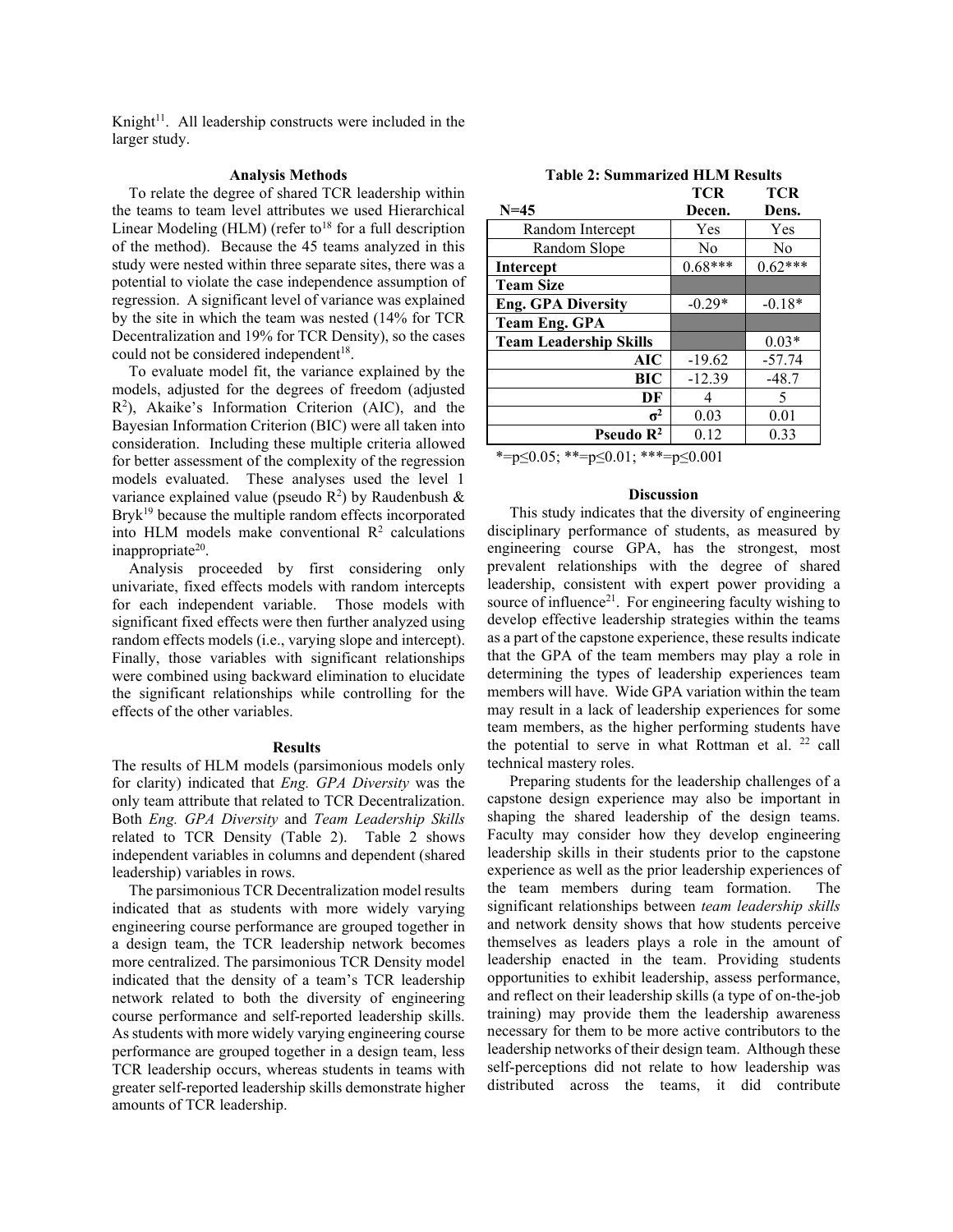Knight[11]. All leadership constructs were included in the larger study.

### Analysis Methods

To relate the degree of shared TCR leadership within the teams to team level attributes we used Hierarchical Linear Modeling (HLM) (refer to[18] for a full description of the method). Because the 45 teams analyzed in this study were nested within three separate sites, there was a potential to violate the case independence assumption of regression. A significant level of variance was explained by the site in which the team was nested (14% for TCR Decentralization and 19% for TCR Density), so the cases could not be considered independent[18].

To evaluate model fit, the variance explained by the models, adjusted for the degrees of freedom (adjusted $R^2$), Akaike's Information Criterion (AIC), and the Bayesian Information Criterion (BIC) were all taken into consideration. Including these multiple criteria allowed for better assessment of the complexity of the regression models evaluated. These analyses used the level 1 variance explained value (pseudo $R^2$) by Raudenbush & Bryk[19] because the multiple random effects incorporated into HLM models make conventional $R^2$ calculations inappropriate[20].

Analysis proceeded by first considering only univariate, fixed effects models with random intercepts for each independent variable. Those models with significant fixed effects were then further analyzed using random effects models (i.e., varying slope and intercept). Finally, those variables with significant relationships were combined using backward elimination to elucidate the significant relationships while controlling for the effects of the other variables.

### Results

The results of HLM models (parsimonious models only for clarity) indicated that *Eng. GPA Diversity* was the only team attribute that related to TCR Decentralization. Both *Eng. GPA Diversity* and *Team Leadership Skills* related to TCR Density (Table 2). Table 2 shows independent variables in columns and dependent (shared leadership) variables in rows.

The parsimonious TCR Decentralization model results indicated that as students with more widely varying engineering course performance are grouped together in a design team, the TCR leadership network becomes more centralized. The parsimonious TCR Density model indicated that the density of a team's TCR leadership network related to both the diversity of engineering course performance and self-reported leadership skills. As students with more widely varying engineering course performance are grouped together in a design team, less TCR leadership occurs, whereas students in teams with greater self-reported leadership skills demonstrate higher amounts of TCR leadership.

**Table 2: Summarized HLM Results**

| N=45 | TCR Decen. | TCR Dens. |
|---|---|---|
| Random Intercept | Yes | Yes |
| Random Slope | No | No |
| **Intercept** | 0.68*** | 0.62*** |
| **Team Size** | | |
| **Eng. GPA Diversity** | -0.29* | -0.18* |
| **Team Eng. GPA** | | |
| **Team Leadership Skills** | | 0.03* |
| **AIC** | -19.62 | -57.74 |
| **BIC** | -12.39 | -48.7 |
| **DF** | 4 | 5 |
| $\sigma^2$ | 0.03 | 0.01 |
| **Pseudo $R^2$** | 0.12 | 0.33 |

*=p≤0.05; **=p≤0.01; ***=p≤0.001

### Discussion

This study indicates that the diversity of engineering disciplinary performance of students, as measured by engineering course GPA, has the strongest, most prevalent relationships with the degree of shared leadership, consistent with expert power providing a source of influence[21]. For engineering faculty wishing to develop effective leadership strategies within the teams as a part of the capstone experience, these results indicate that the GPA of the team members may play a role in determining the types of leadership experiences team members will have. Wide GPA variation within the team may result in a lack of leadership experiences for some team members, as the higher performing students have the potential to serve in what Rottman et al. [22] call technical mastery roles.

Preparing students for the leadership challenges of a capstone design experience may also be important in shaping the shared leadership of the design teams. Faculty may consider how they develop engineering leadership skills in their students prior to the capstone experience as well as the prior leadership experiences of the team members during team formation. The significant relationships between *team leadership skills* and network density shows that how students perceive themselves as leaders plays a role in the amount of leadership enacted in the team. Providing students opportunities to exhibit leadership, assess performance, and reflect on their leadership skills (a type of on-the-job training) may provide them the leadership awareness necessary for them to be more active contributors to the leadership networks of their design team. Although these self-perceptions did not relate to how leadership was distributed across the teams, it did contribute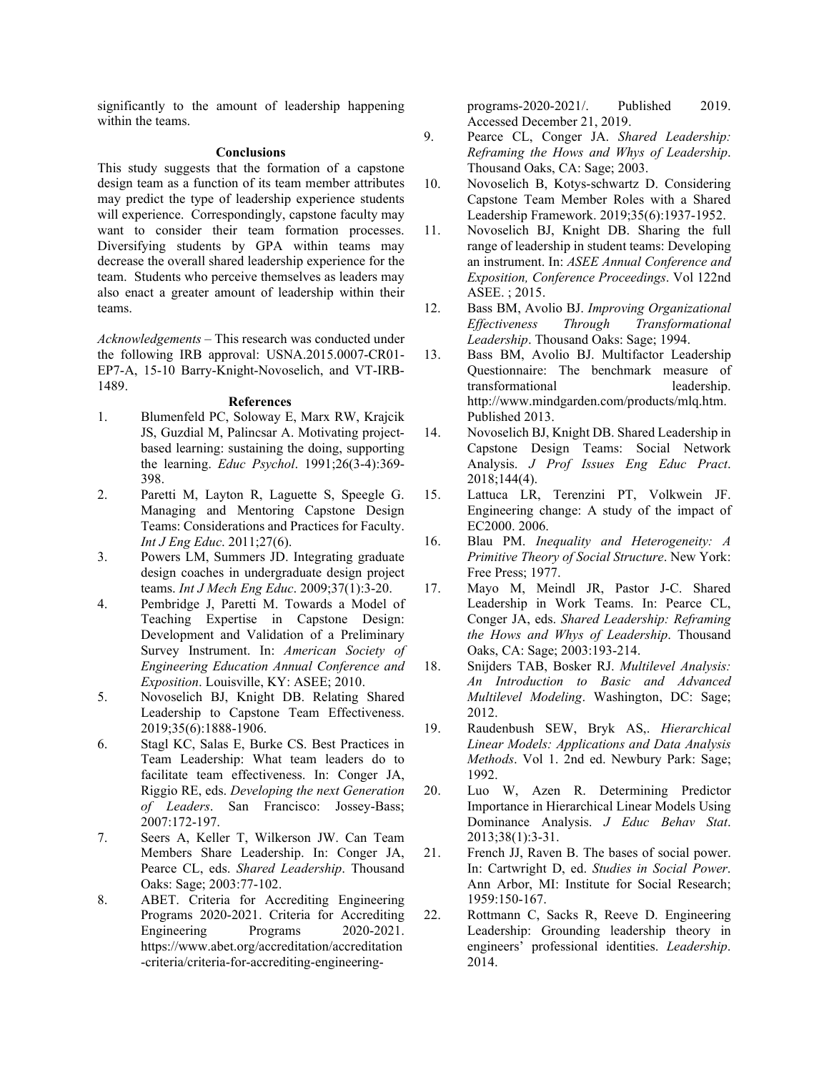significantly to the amount of leadership happening within the teams.

## Conclusions

This study suggests that the formation of a capstone design team as a function of its team member attributes may predict the type of leadership experience students will experience. Correspondingly, capstone faculty may want to consider their team formation processes. Diversifying students by GPA within teams may decrease the overall shared leadership experience for the team. Students who perceive themselves as leaders may also enact a greater amount of leadership within their teams.

*Acknowledgements* – This research was conducted under the following IRB approval: USNA.2015.0007-CR01-EP7-A, 15-10 Barry-Knight-Novoselich, and VT-IRB-1489.

## References

1. Blumenfeld PC, Soloway E, Marx RW, Krajcik JS, Guzdial M, Palincsar A. Motivating project-based learning: sustaining the doing, supporting the learning. *Educ Psychol*. 1991;26(3-4):369-398.
2. Paretti M, Layton R, Laguette S, Speegle G. Managing and Mentoring Capstone Design Teams: Considerations and Practices for Faculty. *Int J Eng Educ*. 2011;27(6).
3. Powers LM, Summers JD. Integrating graduate design coaches in undergraduate design project teams. *Int J Mech Eng Educ*. 2009;37(1):3-20.
4. Pembridge J, Paretti M. Towards a Model of Teaching Expertise in Capstone Design: Development and Validation of a Preliminary Survey Instrument. In: *American Society of Engineering Education Annual Conference and Exposition*. Louisville, KY: ASEE; 2010.
5. Novoselich BJ, Knight DB. Relating Shared Leadership to Capstone Team Effectiveness. 2019;35(6):1888-1906.
6. Stagl KC, Salas E, Burke CS. Best Practices in Team Leadership: What team leaders do to facilitate team effectiveness. In: Conger JA, Riggio RE, eds. *Developing the next Generation of Leaders*. San Francisco: Jossey-Bass; 2007:172-197.
7. Seers A, Keller T, Wilkerson JW. Can Team Members Share Leadership. In: Conger JA, Pearce CL, eds. *Shared Leadership*. Thousand Oaks: Sage; 2003:77-102.
8. ABET. Criteria for Accrediting Engineering Programs 2020-2021. Criteria for Accrediting Engineering Programs 2020-2021. https://www.abet.org/accreditation/accreditation-criteria/criteria-for-accrediting-engineering-programs-2020-2021/. Published 2019. Accessed December 21, 2019.
9. Pearce CL, Conger JA. *Shared Leadership: Reframing the Hows and Whys of Leadership*. Thousand Oaks, CA: Sage; 2003.
10. Novoselich B, Kotys-schwartz D. Considering Capstone Team Member Roles with a Shared Leadership Framework. 2019;35(6):1937-1952.
11. Novoselich BJ, Knight DB. Sharing the full range of leadership in student teams: Developing an instrument. In: *ASEE Annual Conference and Exposition, Conference Proceedings*. Vol 122nd ASEE. ; 2015.
12. Bass BM, Avolio BJ. *Improving Organizational Effectiveness Through Transformational Leadership*. Thousand Oaks: Sage; 1994.
13. Bass BM, Avolio BJ. Multifactor Leadership Questionnaire: The benchmark measure of transformational leadership. http://www.mindgarden.com/products/mlq.htm. Published 2013.
14. Novoselich BJ, Knight DB. Shared Leadership in Capstone Design Teams: Social Network Analysis. *J Prof Issues Eng Educ Pract*. 2018;144(4).
15. Lattuca LR, Terenzini PT, Volkwein JF. Engineering change: A study of the impact of EC2000. 2006.
16. Blau PM. *Inequality and Heterogeneity: A Primitive Theory of Social Structure*. New York: Free Press; 1977.
17. Mayo M, Meindl JR, Pastor J-C. Shared Leadership in Work Teams. In: Pearce CL, Conger JA, eds. *Shared Leadership: Reframing the Hows and Whys of Leadership*. Thousand Oaks, CA: Sage; 2003:193-214.
18. Snijders TAB, Bosker RJ. *Multilevel Analysis: An Introduction to Basic and Advanced Multilevel Modeling*. Washington, DC: Sage; 2012.
19. Raudenbush SEW, Bryk AS,. *Hierarchical Linear Models: Applications and Data Analysis Methods*. Vol 1. 2nd ed. Newbury Park: Sage; 1992.
20. Luo W, Azen R. Determining Predictor Importance in Hierarchical Linear Models Using Dominance Analysis. *J Educ Behav Stat*. 2013;38(1):3-31.
21. French JJ, Raven B. The bases of social power. In: Cartwright D, ed. *Studies in Social Power*. Ann Arbor, MI: Institute for Social Research; 1959:150-167.
22. Rottmann C, Sacks R, Reeve D. Engineering Leadership: Grounding leadership theory in engineers' professional identities. *Leadership*. 2014.